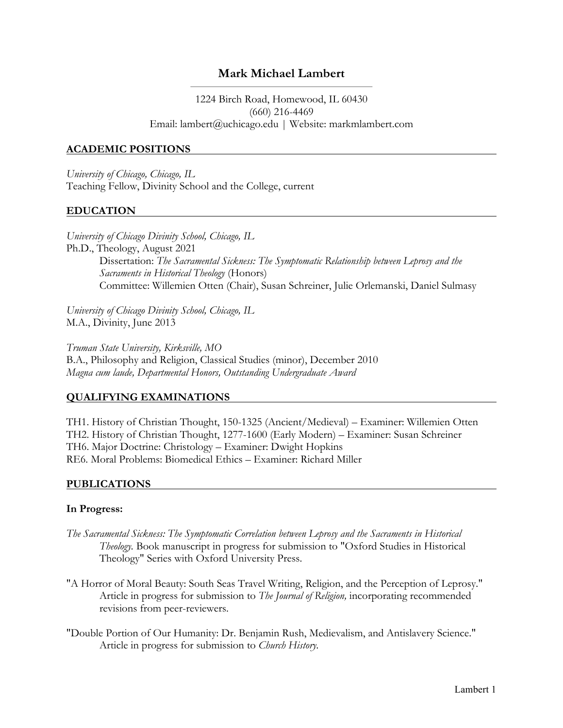# Mark Michael Lambert

1224 Birch Road, Homewood, IL 60430
(660) 216-4469
Email: lambert@uchicago.edu | Website: markmlambert.com

## ACADEMIC POSITIONS

*University of Chicago, Chicago, IL*
Teaching Fellow, Divinity School and the College, current

## EDUCATION

*University of Chicago Divinity School, Chicago, IL*
Ph.D., Theology, August 2021
Dissertation: *The Sacramental Sickness: The Symptomatic Relationship between Leprosy and the Sacraments in Historical Theology* (Honors)
Committee: Willemien Otten (Chair), Susan Schreiner, Julie Orlemanski, Daniel Sulmasy

*University of Chicago Divinity School, Chicago, IL*
M.A., Divinity, June 2013

*Truman State University, Kirksville, MO*
B.A., Philosophy and Religion, Classical Studies (minor), December 2010
*Magna cum laude, Departmental Honors, Outstanding Undergraduate Award*

## QUALIFYING EXAMINATIONS

TH1. History of Christian Thought, 150-1325 (Ancient/Medieval) – Examiner: Willemien Otten
TH2. History of Christian Thought, 1277-1600 (Early Modern) – Examiner: Susan Schreiner
TH6. Major Doctrine: Christology – Examiner: Dwight Hopkins
RE6. Moral Problems: Biomedical Ethics – Examiner: Richard Miller

## PUBLICATIONS

### In Progress:

*The Sacramental Sickness: The Symptomatic Correlation between Leprosy and the Sacraments in Historical Theology.* Book manuscript in progress for submission to "Oxford Studies in Historical Theology" Series with Oxford University Press.

"A Horror of Moral Beauty: South Seas Travel Writing, Religion, and the Perception of Leprosy." Article in progress for submission to *The Journal of Religion,* incorporating recommended revisions from peer-reviewers.

"Double Portion of Our Humanity: Dr. Benjamin Rush, Medievalism, and Antislavery Science." Article in progress for submission to *Church History*.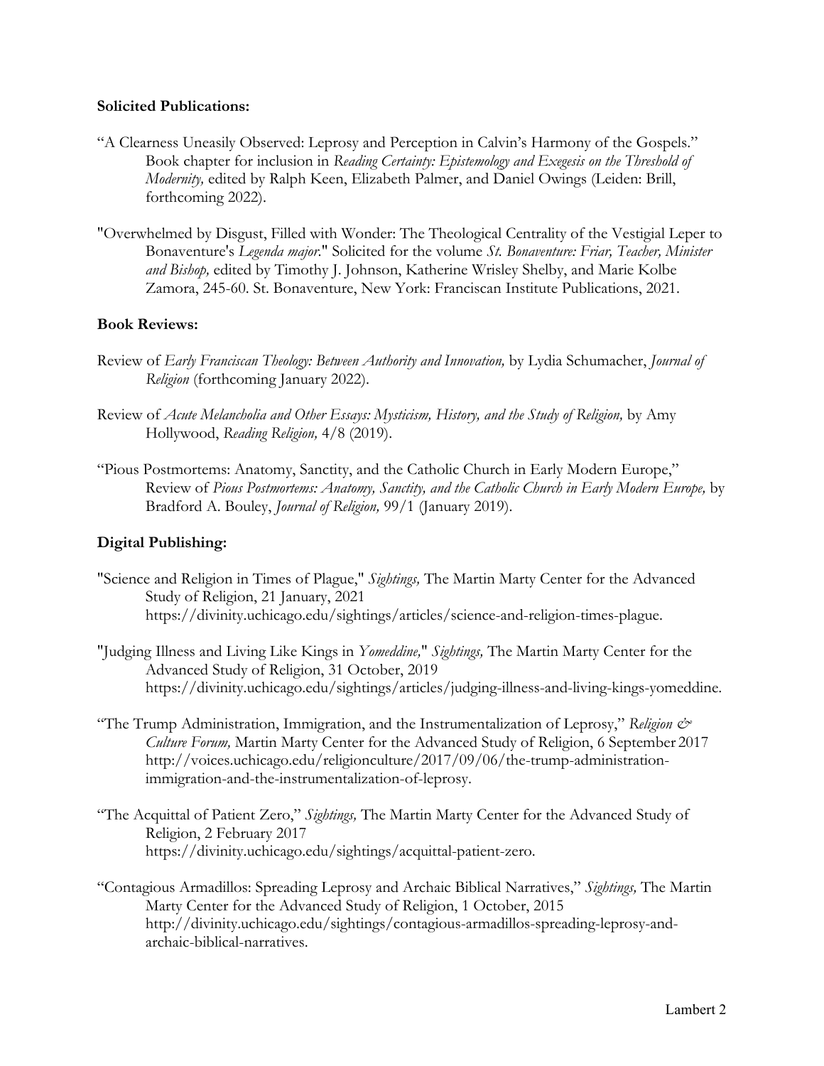**Solicited Publications:**

"A Clearness Uneasily Observed: Leprosy and Perception in Calvin's Harmony of the Gospels." Book chapter for inclusion in *Reading Certainty: Epistemology and Exegesis on the Threshold of Modernity,* edited by Ralph Keen, Elizabeth Palmer, and Daniel Owings (Leiden: Brill, forthcoming 2022).

"Overwhelmed by Disgust, Filled with Wonder: The Theological Centrality of the Vestigial Leper to Bonaventure's *Legenda major*." Solicited for the volume *St. Bonaventure: Friar, Teacher, Minister and Bishop,* edited by Timothy J. Johnson, Katherine Wrisley Shelby, and Marie Kolbe Zamora, 245-60. St. Bonaventure, New York: Franciscan Institute Publications, 2021.

**Book Reviews:**

Review of *Early Franciscan Theology: Between Authority and Innovation,* by Lydia Schumacher, *Journal of Religion* (forthcoming January 2022).

Review of *Acute Melancholia and Other Essays: Mysticism, History, and the Study of Religion,* by Amy Hollywood, *Reading Religion,* 4/8 (2019).

"Pious Postmortems: Anatomy, Sanctity, and the Catholic Church in Early Modern Europe," Review of *Pious Postmortems: Anatomy, Sanctity, and the Catholic Church in Early Modern Europe,* by Bradford A. Bouley, *Journal of Religion,* 99/1 (January 2019).

**Digital Publishing:**

"Science and Religion in Times of Plague," *Sightings,* The Martin Marty Center for the Advanced Study of Religion, 21 January, 2021 https://divinity.uchicago.edu/sightings/articles/science-and-religion-times-plague.

"Judging Illness and Living Like Kings in *Yomeddine,*" *Sightings,* The Martin Marty Center for the Advanced Study of Religion, 31 October, 2019 https://divinity.uchicago.edu/sightings/articles/judging-illness-and-living-kings-yomeddine.

"The Trump Administration, Immigration, and the Instrumentalization of Leprosy," *Religion & Culture Forum,* Martin Marty Center for the Advanced Study of Religion, 6 September 2017 http://voices.uchicago.edu/religionculture/2017/09/06/the-trump-administration-immigration-and-the-instrumentalization-of-leprosy.

"The Acquittal of Patient Zero," *Sightings,* The Martin Marty Center for the Advanced Study of Religion, 2 February 2017 https://divinity.uchicago.edu/sightings/acquittal-patient-zero.

"Contagious Armadillos: Spreading Leprosy and Archaic Biblical Narratives," *Sightings,* The Martin Marty Center for the Advanced Study of Religion, 1 October, 2015 http://divinity.uchicago.edu/sightings/contagious-armadillos-spreading-leprosy-and-archaic-biblical-narratives.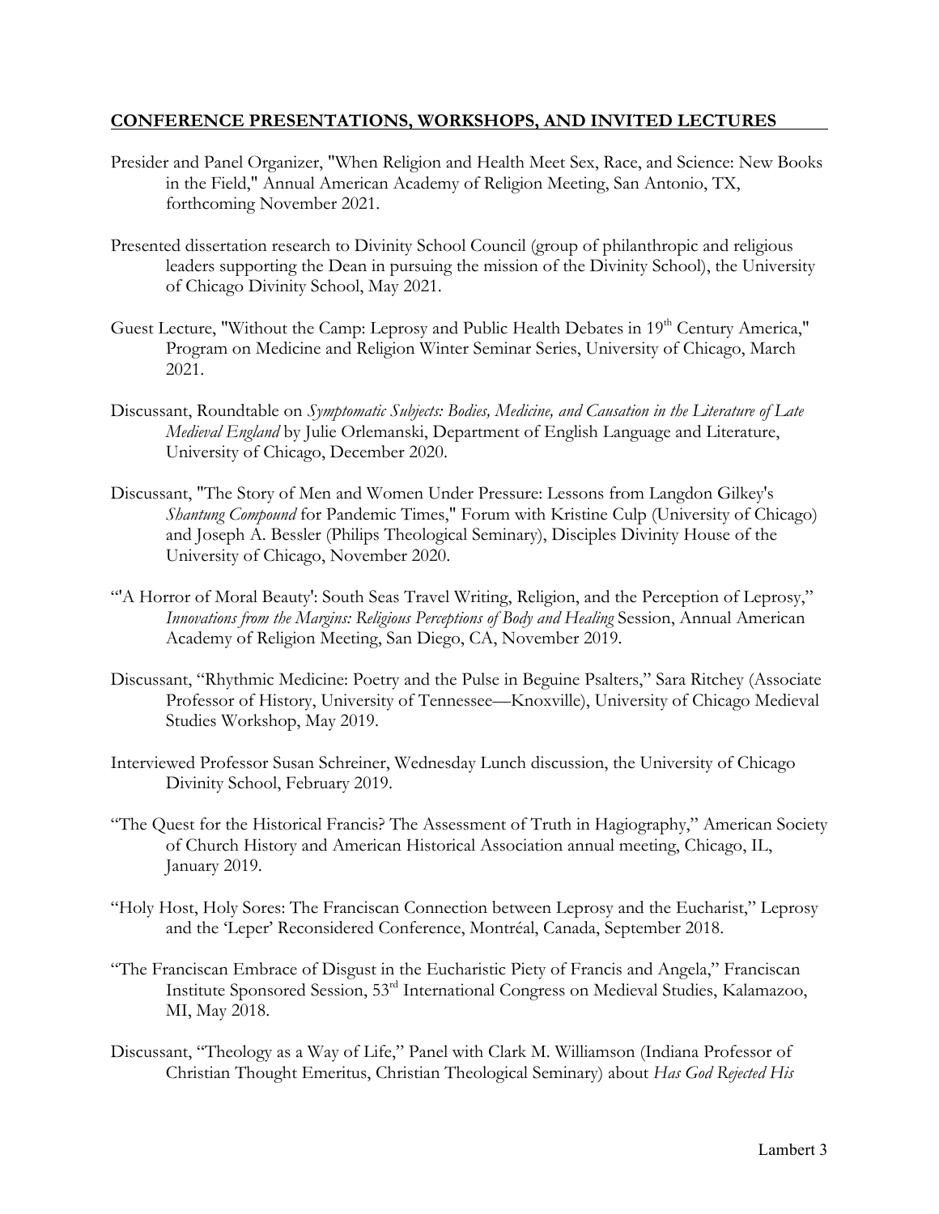## CONFERENCE PRESENTATIONS, WORKSHOPS, AND INVITED LECTURES

Presider and Panel Organizer, "When Religion and Health Meet Sex, Race, and Science: New Books in the Field," Annual American Academy of Religion Meeting, San Antonio, TX, forthcoming November 2021.

Presented dissertation research to Divinity School Council (group of philanthropic and religious leaders supporting the Dean in pursuing the mission of the Divinity School), the University of Chicago Divinity School, May 2021.

Guest Lecture, "Without the Camp: Leprosy and Public Health Debates in 19th Century America," Program on Medicine and Religion Winter Seminar Series, University of Chicago, March 2021.

Discussant, Roundtable on *Symptomatic Subjects: Bodies, Medicine, and Causation in the Literature of Late Medieval England* by Julie Orlemanski, Department of English Language and Literature, University of Chicago, December 2020.

Discussant, "The Story of Men and Women Under Pressure: Lessons from Langdon Gilkey's *Shantung Compound* for Pandemic Times," Forum with Kristine Culp (University of Chicago) and Joseph A. Bessler (Philips Theological Seminary), Disciples Divinity House of the University of Chicago, November 2020.

"'A Horror of Moral Beauty': South Seas Travel Writing, Religion, and the Perception of Leprosy," *Innovations from the Margins: Religious Perceptions of Body and Healing* Session, Annual American Academy of Religion Meeting, San Diego, CA, November 2019.

Discussant, "Rhythmic Medicine: Poetry and the Pulse in Beguine Psalters," Sara Ritchey (Associate Professor of History, University of Tennessee—Knoxville), University of Chicago Medieval Studies Workshop, May 2019.

Interviewed Professor Susan Schreiner, Wednesday Lunch discussion, the University of Chicago Divinity School, February 2019.

"The Quest for the Historical Francis? The Assessment of Truth in Hagiography," American Society of Church History and American Historical Association annual meeting, Chicago, IL, January 2019.

"Holy Host, Holy Sores: The Franciscan Connection between Leprosy and the Eucharist," Leprosy and the 'Leper' Reconsidered Conference, Montréal, Canada, September 2018.

"The Franciscan Embrace of Disgust in the Eucharistic Piety of Francis and Angela," Franciscan Institute Sponsored Session, 53rd International Congress on Medieval Studies, Kalamazoo, MI, May 2018.

Discussant, "Theology as a Way of Life," Panel with Clark M. Williamson (Indiana Professor of Christian Thought Emeritus, Christian Theological Seminary) about *Has God Rejected His*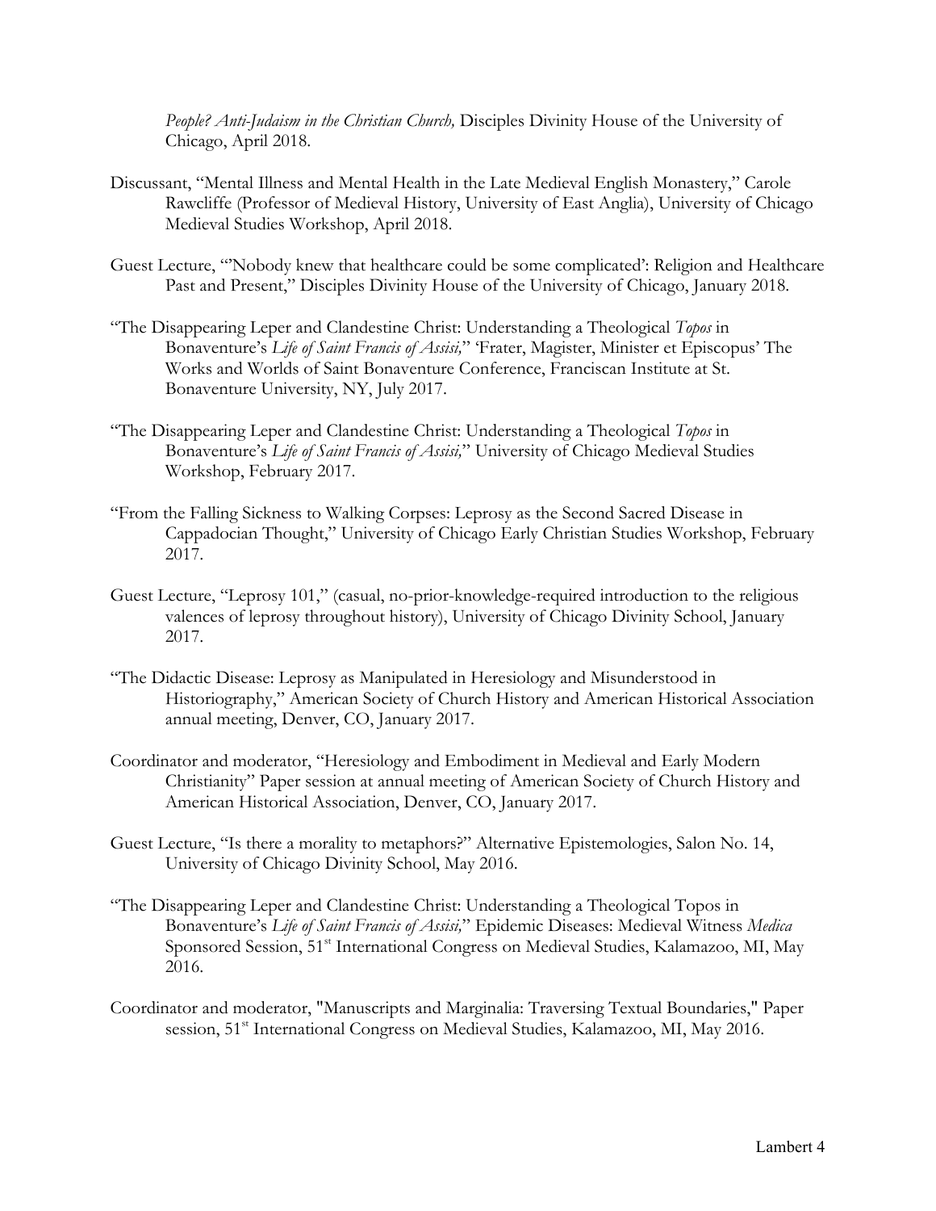*People? Anti-Judaism in the Christian Church,* Disciples Divinity House of the University of Chicago, April 2018.

Discussant, "Mental Illness and Mental Health in the Late Medieval English Monastery," Carole Rawcliffe (Professor of Medieval History, University of East Anglia), University of Chicago Medieval Studies Workshop, April 2018.

Guest Lecture, "'Nobody knew that healthcare could be some complicated': Religion and Healthcare Past and Present," Disciples Divinity House of the University of Chicago, January 2018.

"The Disappearing Leper and Clandestine Christ: Understanding a Theological *Topos* in Bonaventure's *Life of Saint Francis of Assisi,*" 'Frater, Magister, Minister et Episcopus' The Works and Worlds of Saint Bonaventure Conference, Franciscan Institute at St. Bonaventure University, NY, July 2017.

"The Disappearing Leper and Clandestine Christ: Understanding a Theological *Topos* in Bonaventure's *Life of Saint Francis of Assisi,*" University of Chicago Medieval Studies Workshop, February 2017.

"From the Falling Sickness to Walking Corpses: Leprosy as the Second Sacred Disease in Cappadocian Thought," University of Chicago Early Christian Studies Workshop, February 2017.

Guest Lecture, "Leprosy 101," (casual, no-prior-knowledge-required introduction to the religious valences of leprosy throughout history), University of Chicago Divinity School, January 2017.

"The Didactic Disease: Leprosy as Manipulated in Heresiology and Misunderstood in Historiography," American Society of Church History and American Historical Association annual meeting, Denver, CO, January 2017.

Coordinator and moderator, "Heresiology and Embodiment in Medieval and Early Modern Christianity" Paper session at annual meeting of American Society of Church History and American Historical Association, Denver, CO, January 2017.

Guest Lecture, "Is there a morality to metaphors?" Alternative Epistemologies, Salon No. 14, University of Chicago Divinity School, May 2016.

"The Disappearing Leper and Clandestine Christ: Understanding a Theological Topos in Bonaventure's *Life of Saint Francis of Assisi,*" Epidemic Diseases: Medieval Witness *Medica* Sponsored Session, 51st International Congress on Medieval Studies, Kalamazoo, MI, May 2016.

Coordinator and moderator, "Manuscripts and Marginalia: Traversing Textual Boundaries," Paper session, 51st International Congress on Medieval Studies, Kalamazoo, MI, May 2016.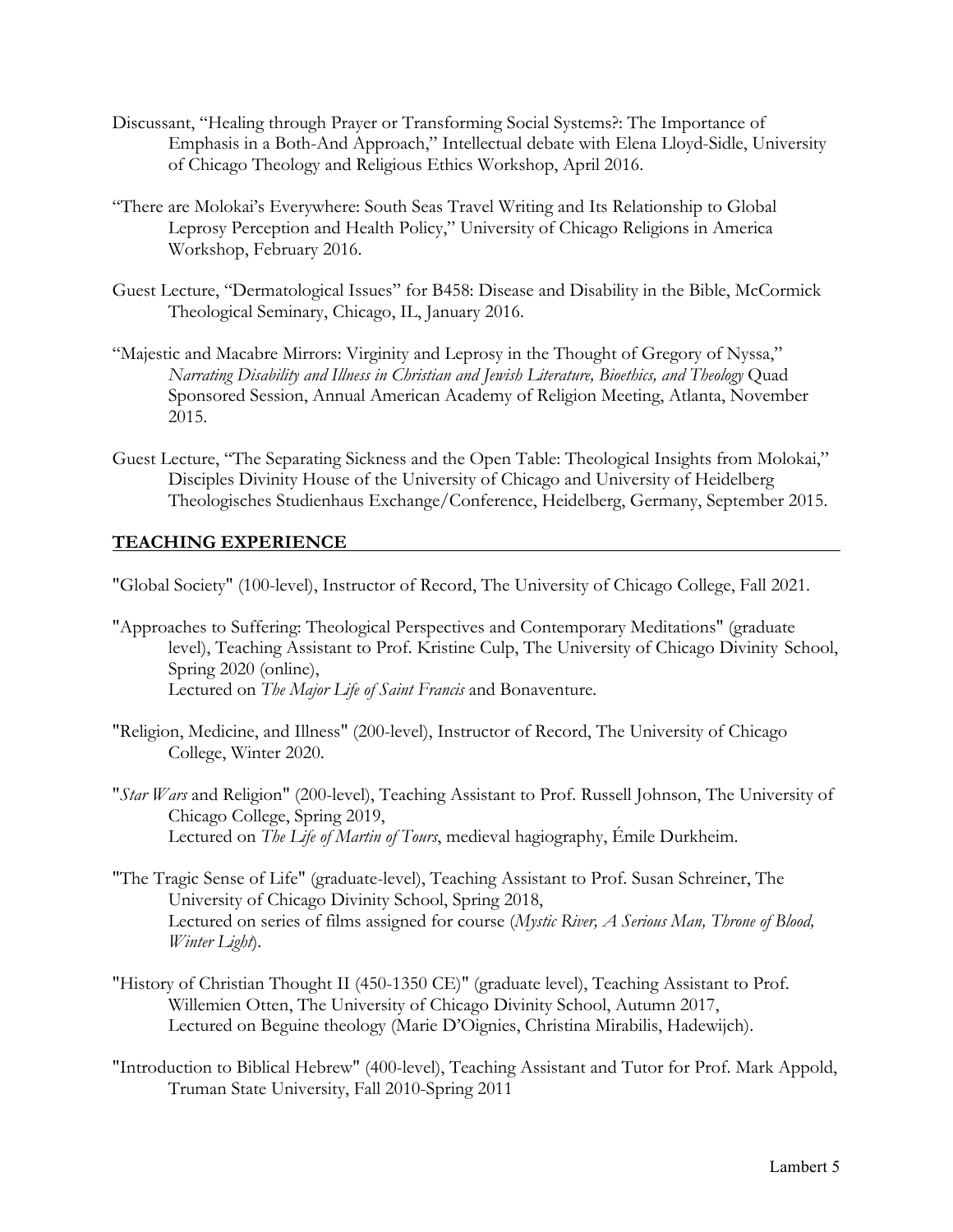Discussant, "Healing through Prayer or Transforming Social Systems?: The Importance of Emphasis in a Both-And Approach," Intellectual debate with Elena Lloyd-Sidle, University of Chicago Theology and Religious Ethics Workshop, April 2016.

"There are Molokai's Everywhere: South Seas Travel Writing and Its Relationship to Global Leprosy Perception and Health Policy," University of Chicago Religions in America Workshop, February 2016.

Guest Lecture, "Dermatological Issues" for B458: Disease and Disability in the Bible, McCormick Theological Seminary, Chicago, IL, January 2016.

"Majestic and Macabre Mirrors: Virginity and Leprosy in the Thought of Gregory of Nyssa," *Narrating Disability and Illness in Christian and Jewish Literature, Bioethics, and Theology* Quad Sponsored Session, Annual American Academy of Religion Meeting, Atlanta, November 2015.

Guest Lecture, "The Separating Sickness and the Open Table: Theological Insights from Molokai," Disciples Divinity House of the University of Chicago and University of Heidelberg Theologisches Studienhaus Exchange/Conference, Heidelberg, Germany, September 2015.

## TEACHING EXPERIENCE

"Global Society" (100-level), Instructor of Record, The University of Chicago College, Fall 2021.

"Approaches to Suffering: Theological Perspectives and Contemporary Meditations" (graduate level), Teaching Assistant to Prof. Kristine Culp, The University of Chicago Divinity School, Spring 2020 (online),
Lectured on *The Major Life of Saint Francis* and Bonaventure.

"Religion, Medicine, and Illness" (200-level), Instructor of Record, The University of Chicago College, Winter 2020.

"*Star Wars* and Religion" (200-level), Teaching Assistant to Prof. Russell Johnson, The University of Chicago College, Spring 2019,
Lectured on *The Life of Martin of Tours*, medieval hagiography, Émile Durkheim.

"The Tragic Sense of Life" (graduate-level), Teaching Assistant to Prof. Susan Schreiner, The University of Chicago Divinity School, Spring 2018,
Lectured on series of films assigned for course (*Mystic River, A Serious Man, Throne of Blood, Winter Light*).

"History of Christian Thought II (450-1350 CE)" (graduate level), Teaching Assistant to Prof. Willemien Otten, The University of Chicago Divinity School, Autumn 2017,
Lectured on Beguine theology (Marie D'Oignies, Christina Mirabilis, Hadewijch).

"Introduction to Biblical Hebrew" (400-level), Teaching Assistant and Tutor for Prof. Mark Appold, Truman State University, Fall 2010-Spring 2011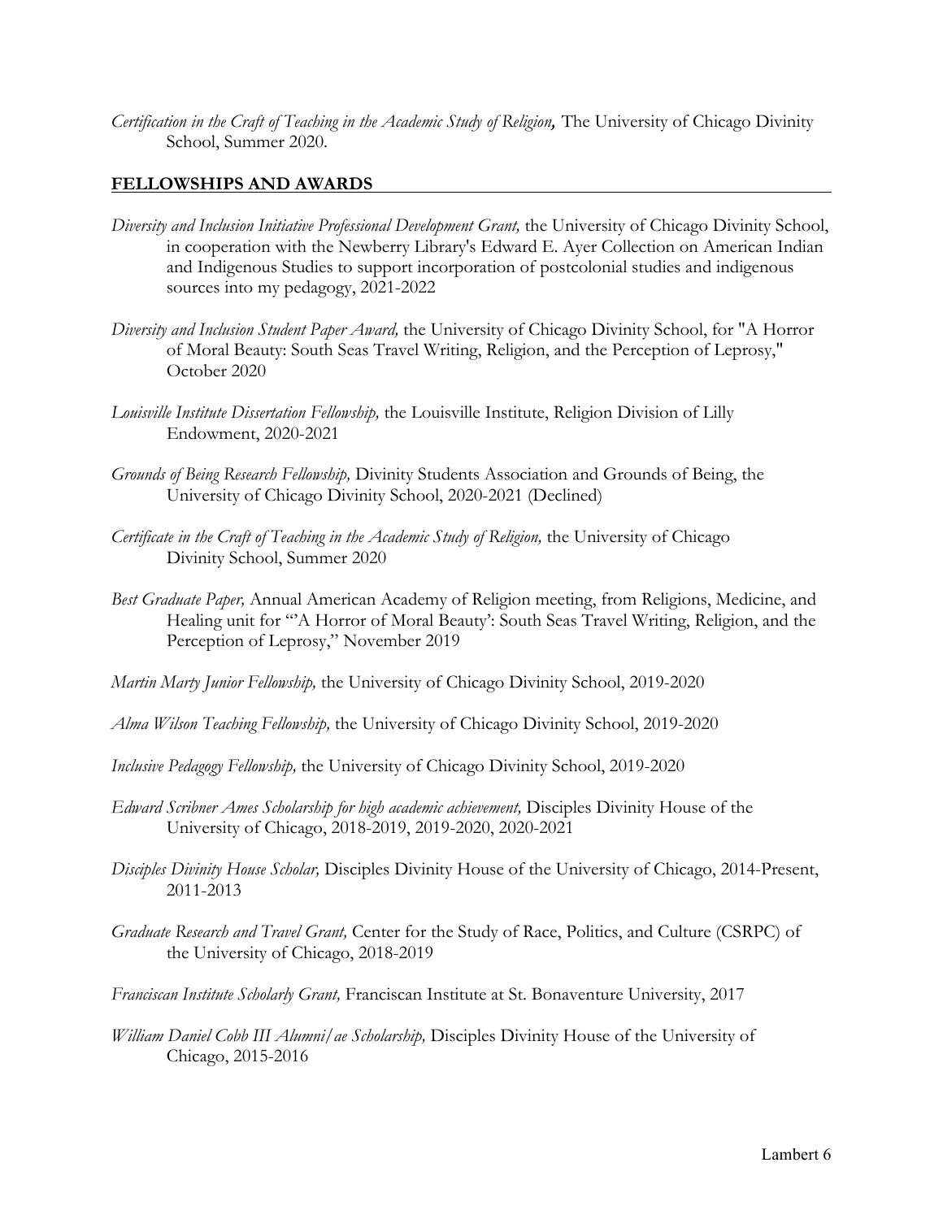*Certification in the Craft of Teaching in the Academic Study of Religion,* The University of Chicago Divinity School, Summer 2020.

## FELLOWSHIPS AND AWARDS

*Diversity and Inclusion Initiative Professional Development Grant,* the University of Chicago Divinity School, in cooperation with the Newberry Library's Edward E. Ayer Collection on American Indian and Indigenous Studies to support incorporation of postcolonial studies and indigenous sources into my pedagogy, 2021-2022

*Diversity and Inclusion Student Paper Award,* the University of Chicago Divinity School, for "A Horror of Moral Beauty: South Seas Travel Writing, Religion, and the Perception of Leprosy," October 2020

*Louisville Institute Dissertation Fellowship,* the Louisville Institute, Religion Division of Lilly Endowment, 2020-2021

*Grounds of Being Research Fellowship,* Divinity Students Association and Grounds of Being, the University of Chicago Divinity School, 2020-2021 (Declined)

*Certificate in the Craft of Teaching in the Academic Study of Religion,* the University of Chicago Divinity School, Summer 2020

*Best Graduate Paper,* Annual American Academy of Religion meeting, from Religions, Medicine, and Healing unit for "'A Horror of Moral Beauty': South Seas Travel Writing, Religion, and the Perception of Leprosy," November 2019

*Martin Marty Junior Fellowship,* the University of Chicago Divinity School, 2019-2020

*Alma Wilson Teaching Fellowship,* the University of Chicago Divinity School, 2019-2020

*Inclusive Pedagogy Fellowship,* the University of Chicago Divinity School, 2019-2020

*Edward Scribner Ames Scholarship for high academic achievement,* Disciples Divinity House of the University of Chicago, 2018-2019, 2019-2020, 2020-2021

*Disciples Divinity House Scholar,* Disciples Divinity House of the University of Chicago, 2014-Present, 2011-2013

*Graduate Research and Travel Grant,* Center for the Study of Race, Politics, and Culture (CSRPC) of the University of Chicago, 2018-2019

*Franciscan Institute Scholarly Grant,* Franciscan Institute at St. Bonaventure University, 2017

*William Daniel Cobb III Alumni/ae Scholarship,* Disciples Divinity House of the University of Chicago, 2015-2016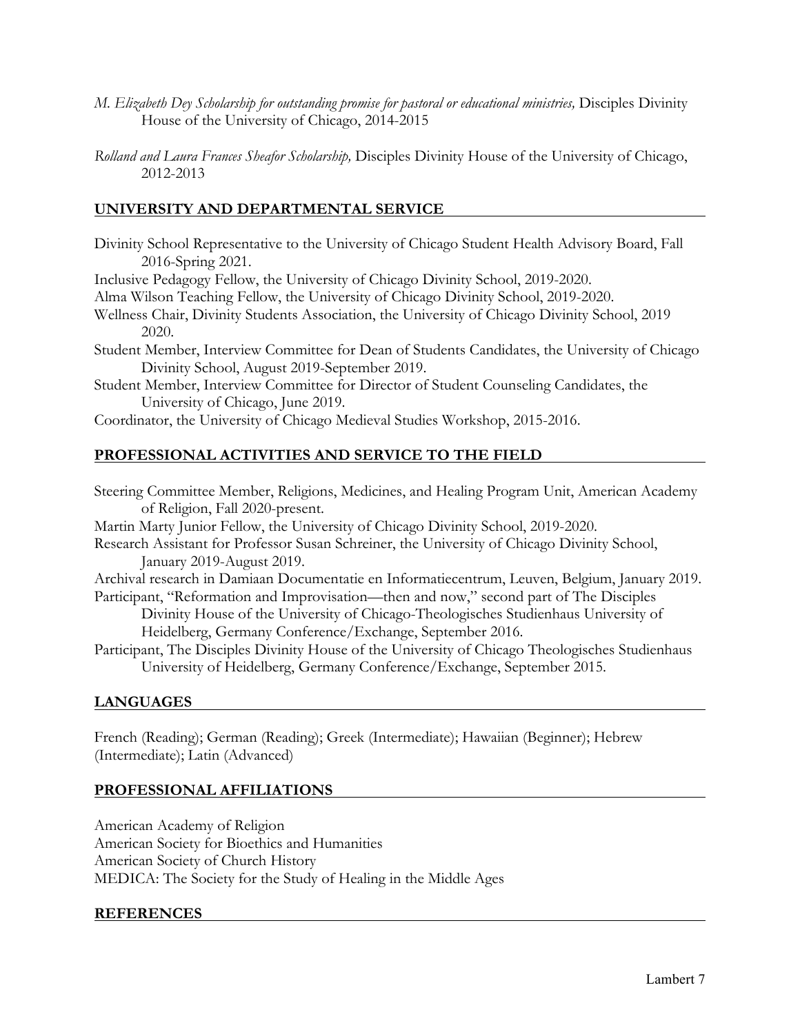*M. Elizabeth Dey Scholarship for outstanding promise for pastoral or educational ministries,* Disciples Divinity House of the University of Chicago, 2014-2015

*Rolland and Laura Frances Sheafor Scholarship,* Disciples Divinity House of the University of Chicago, 2012-2013

## UNIVERSITY AND DEPARTMENTAL SERVICE

Divinity School Representative to the University of Chicago Student Health Advisory Board, Fall 2016-Spring 2021.

Inclusive Pedagogy Fellow, the University of Chicago Divinity School, 2019-2020.

Alma Wilson Teaching Fellow, the University of Chicago Divinity School, 2019-2020.

Wellness Chair, Divinity Students Association, the University of Chicago Divinity School, 2019 2020.

Student Member, Interview Committee for Dean of Students Candidates, the University of Chicago Divinity School, August 2019-September 2019.

Student Member, Interview Committee for Director of Student Counseling Candidates, the University of Chicago, June 2019.

Coordinator, the University of Chicago Medieval Studies Workshop, 2015-2016.

## PROFESSIONAL ACTIVITIES AND SERVICE TO THE FIELD

Steering Committee Member, Religions, Medicines, and Healing Program Unit, American Academy of Religion, Fall 2020-present.

Martin Marty Junior Fellow, the University of Chicago Divinity School, 2019-2020.

Research Assistant for Professor Susan Schreiner, the University of Chicago Divinity School, January 2019-August 2019.

Archival research in Damiaan Documentatie en Informatiecentrum, Leuven, Belgium, January 2019.

Participant, "Reformation and Improvisation—then and now," second part of The Disciples Divinity House of the University of Chicago-Theologisches Studienhaus University of Heidelberg, Germany Conference/Exchange, September 2016.

Participant, The Disciples Divinity House of the University of Chicago Theologisches Studienhaus University of Heidelberg, Germany Conference/Exchange, September 2015.

## LANGUAGES

French (Reading); German (Reading); Greek (Intermediate); Hawaiian (Beginner); Hebrew (Intermediate); Latin (Advanced)

## PROFESSIONAL AFFILIATIONS

American Academy of Religion
American Society for Bioethics and Humanities
American Society of Church History
MEDICA: The Society for the Study of Healing in the Middle Ages

## REFERENCES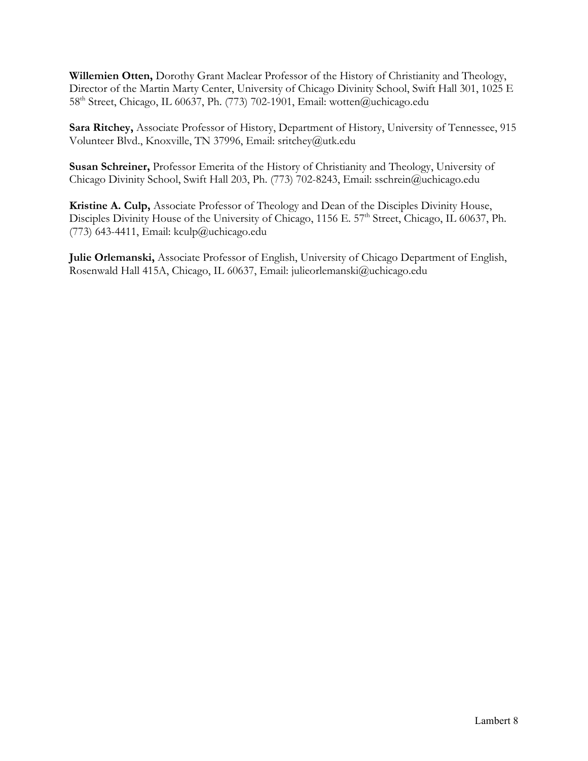**Willemien Otten,** Dorothy Grant Maclear Professor of the History of Christianity and Theology, Director of the Martin Marty Center, University of Chicago Divinity School, Swift Hall 301, 1025 E 58th Street, Chicago, IL 60637, Ph. (773) 702-1901, Email: wotten@uchicago.edu

**Sara Ritchey,** Associate Professor of History, Department of History, University of Tennessee, 915 Volunteer Blvd., Knoxville, TN 37996, Email: sritchey@utk.edu

**Susan Schreiner,** Professor Emerita of the History of Christianity and Theology, University of Chicago Divinity School, Swift Hall 203, Ph. (773) 702-8243, Email: sschrein@uchicago.edu

**Kristine A. Culp,** Associate Professor of Theology and Dean of the Disciples Divinity House, Disciples Divinity House of the University of Chicago, 1156 E. 57th Street, Chicago, IL 60637, Ph. (773) 643-4411, Email: kculp@uchicago.edu

**Julie Orlemanski,** Associate Professor of English, University of Chicago Department of English, Rosenwald Hall 415A, Chicago, IL 60637, Email: julieorlemanski@uchicago.edu